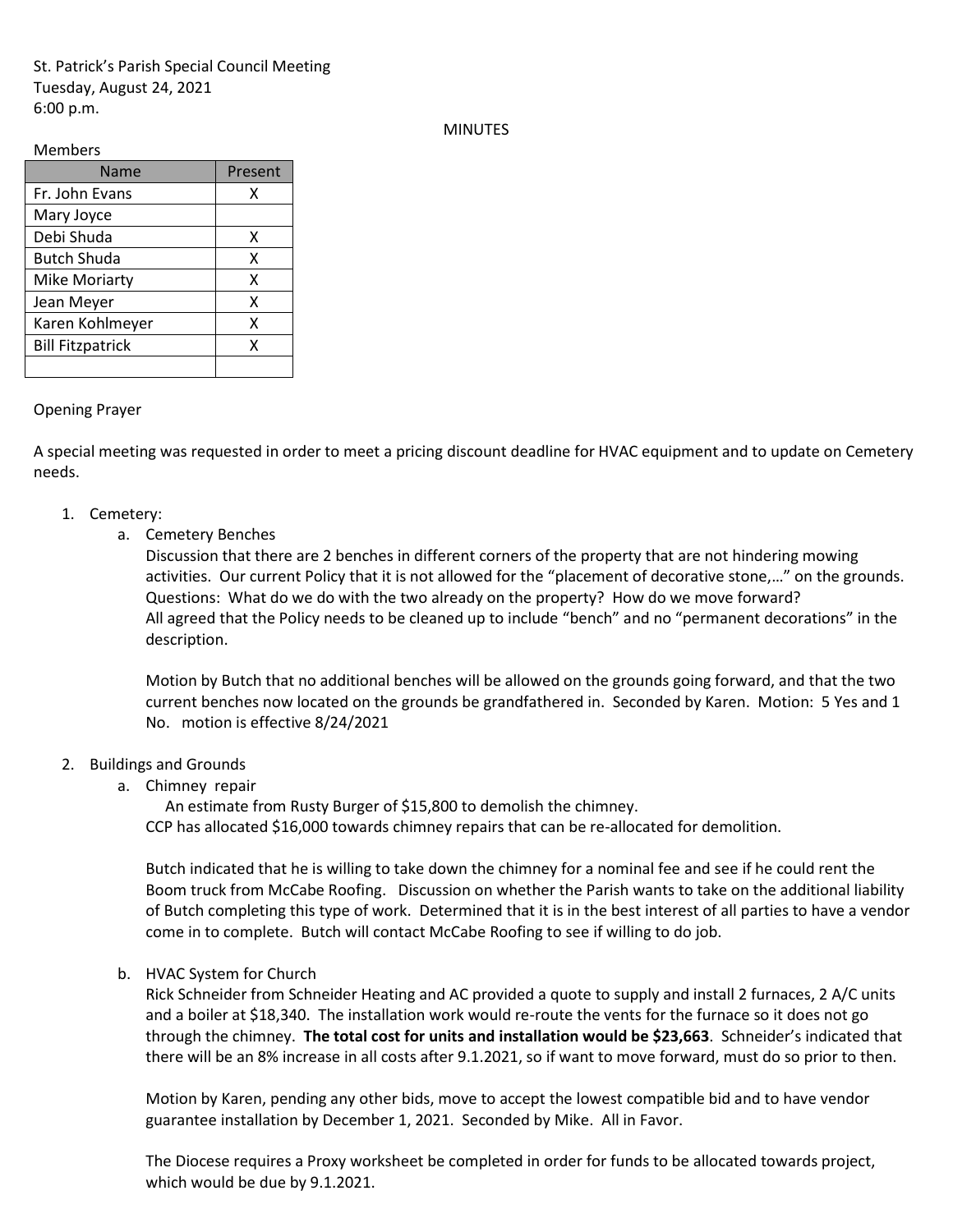St. Patrick's Parish Special Council Meeting
Tuesday, August 24, 2021
6:00 p.m.

MINUTES

Members

| Name | Present |
|---|---|
| Fr. John Evans | X |
| Mary Joyce | |
| Debi Shuda | X |
| Butch Shuda | X |
| Mike Moriarty | X |
| Jean Meyer | X |
| Karen Kohlmeyer | X |
| Bill Fitzpatrick | X |
| | |

Opening Prayer

A special meeting was requested in order to meet a pricing discount deadline for HVAC equipment and to update on Cemetery needs.

1. Cemetery:
   a. Cemetery Benches
      Discussion that there are 2 benches in different corners of the property that are not hindering mowing activities. Our current Policy that it is not allowed for the "placement of decorative stone,…" on the grounds.
      Questions: What do we do with the two already on the property? How do we move forward?
      All agreed that the Policy needs to be cleaned up to include "bench" and no "permanent decorations" in the description.

      Motion by Butch that no additional benches will be allowed on the grounds going forward, and that the two current benches now located on the grounds be grandfathered in. Seconded by Karen. Motion: 5 Yes and 1 No. motion is effective 8/24/2021

2. Buildings and Grounds
   a. Chimney repair
      An estimate from Rusty Burger of $15,800 to demolish the chimney.
      CCP has allocated $16,000 towards chimney repairs that can be re-allocated for demolition.

      Butch indicated that he is willing to take down the chimney for a nominal fee and see if he could rent the Boom truck from McCabe Roofing. Discussion on whether the Parish wants to take on the additional liability of Butch completing this type of work. Determined that it is in the best interest of all parties to have a vendor come in to complete. Butch will contact McCabe Roofing to see if willing to do job.

   b. HVAC System for Church
      Rick Schneider from Schneider Heating and AC provided a quote to supply and install 2 furnaces, 2 A/C units and a boiler at $18,340. The installation work would re-route the vents for the furnace so it does not go through the chimney. **The total cost for units and installation would be $23,663**. Schneider's indicated that there will be an 8% increase in all costs after 9.1.2021, so if want to move forward, must do so prior to then.

      Motion by Karen, pending any other bids, move to accept the lowest compatible bid and to have vendor guarantee installation by December 1, 2021. Seconded by Mike. All in Favor.

      The Diocese requires a Proxy worksheet be completed in order for funds to be allocated towards project, which would be due by 9.1.2021.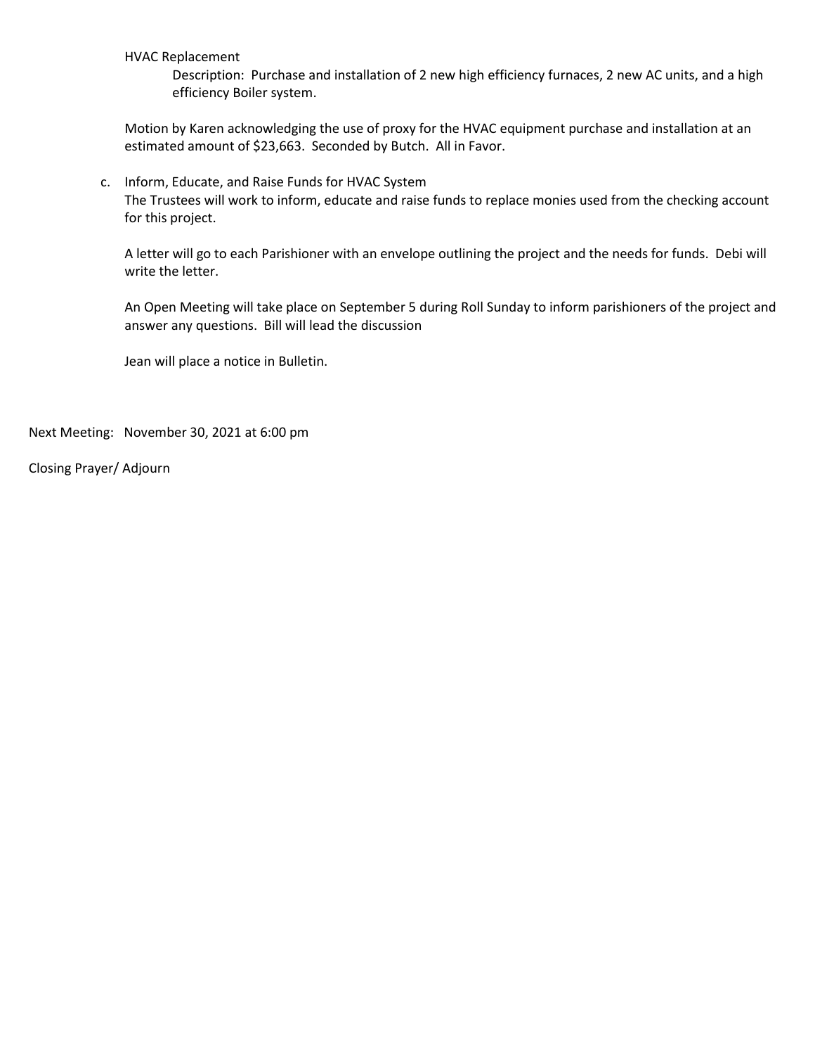HVAC Replacement

Description: Purchase and installation of 2 new high efficiency furnaces, 2 new AC units, and a high efficiency Boiler system.

Motion by Karen acknowledging the use of proxy for the HVAC equipment purchase and installation at an estimated amount of $23,663. Seconded by Butch. All in Favor.

c. Inform, Educate, and Raise Funds for HVAC System

The Trustees will work to inform, educate and raise funds to replace monies used from the checking account for this project.

A letter will go to each Parishioner with an envelope outlining the project and the needs for funds. Debi will write the letter.

An Open Meeting will take place on September 5 during Roll Sunday to inform parishioners of the project and answer any questions. Bill will lead the discussion

Jean will place a notice in Bulletin.

Next Meeting: November 30, 2021 at 6:00 pm

Closing Prayer/ Adjourn